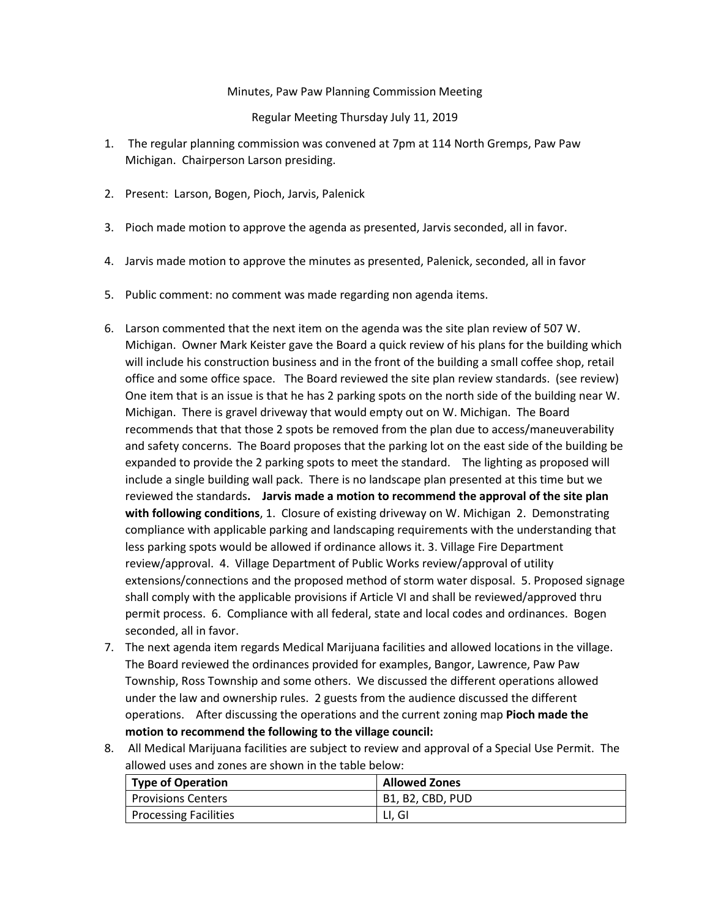Minutes, Paw Paw Planning Commission Meeting

Regular Meeting Thursday July 11, 2019

1. The regular planning commission was convened at 7pm at 114 North Gremps, Paw Paw Michigan. Chairperson Larson presiding.

2. Present: Larson, Bogen, Pioch, Jarvis, Palenick

3. Pioch made motion to approve the agenda as presented, Jarvis seconded, all in favor.

4. Jarvis made motion to approve the minutes as presented, Palenick, seconded, all in favor

5. Public comment: no comment was made regarding non agenda items.

6. Larson commented that the next item on the agenda was the site plan review of 507 W. Michigan. Owner Mark Keister gave the Board a quick review of his plans for the building which will include his construction business and in the front of the building a small coffee shop, retail office and some office space. The Board reviewed the site plan review standards. (see review) One item that is an issue is that he has 2 parking spots on the north side of the building near W. Michigan. There is gravel driveway that would empty out on W. Michigan. The Board recommends that that those 2 spots be removed from the plan due to access/maneuverability and safety concerns. The Board proposes that the parking lot on the east side of the building be expanded to provide the 2 parking spots to meet the standard. The lighting as proposed will include a single building wall pack. There is no landscape plan presented at this time but we reviewed the standards**. Jarvis made a motion to recommend the approval of the site plan with following conditions**, 1. Closure of existing driveway on W. Michigan 2. Demonstrating compliance with applicable parking and landscaping requirements with the understanding that less parking spots would be allowed if ordinance allows it. 3. Village Fire Department review/approval. 4. Village Department of Public Works review/approval of utility extensions/connections and the proposed method of storm water disposal. 5. Proposed signage shall comply with the applicable provisions if Article VI and shall be reviewed/approved thru permit process. 6. Compliance with all federal, state and local codes and ordinances. Bogen seconded, all in favor.
7. The next agenda item regards Medical Marijuana facilities and allowed locations in the village. The Board reviewed the ordinances provided for examples, Bangor, Lawrence, Paw Paw Township, Ross Township and some others. We discussed the different operations allowed under the law and ownership rules. 2 guests from the audience discussed the different operations. After discussing the operations and the current zoning map **Pioch made the motion to recommend the following to the village council:**
8. All Medical Marijuana facilities are subject to review and approval of a Special Use Permit. The allowed uses and zones are shown in the table below:

| Type of Operation | Allowed Zones |
|---|---|
| Provisions Centers | B1, B2, CBD, PUD |
| Processing Facilities | LI, GI |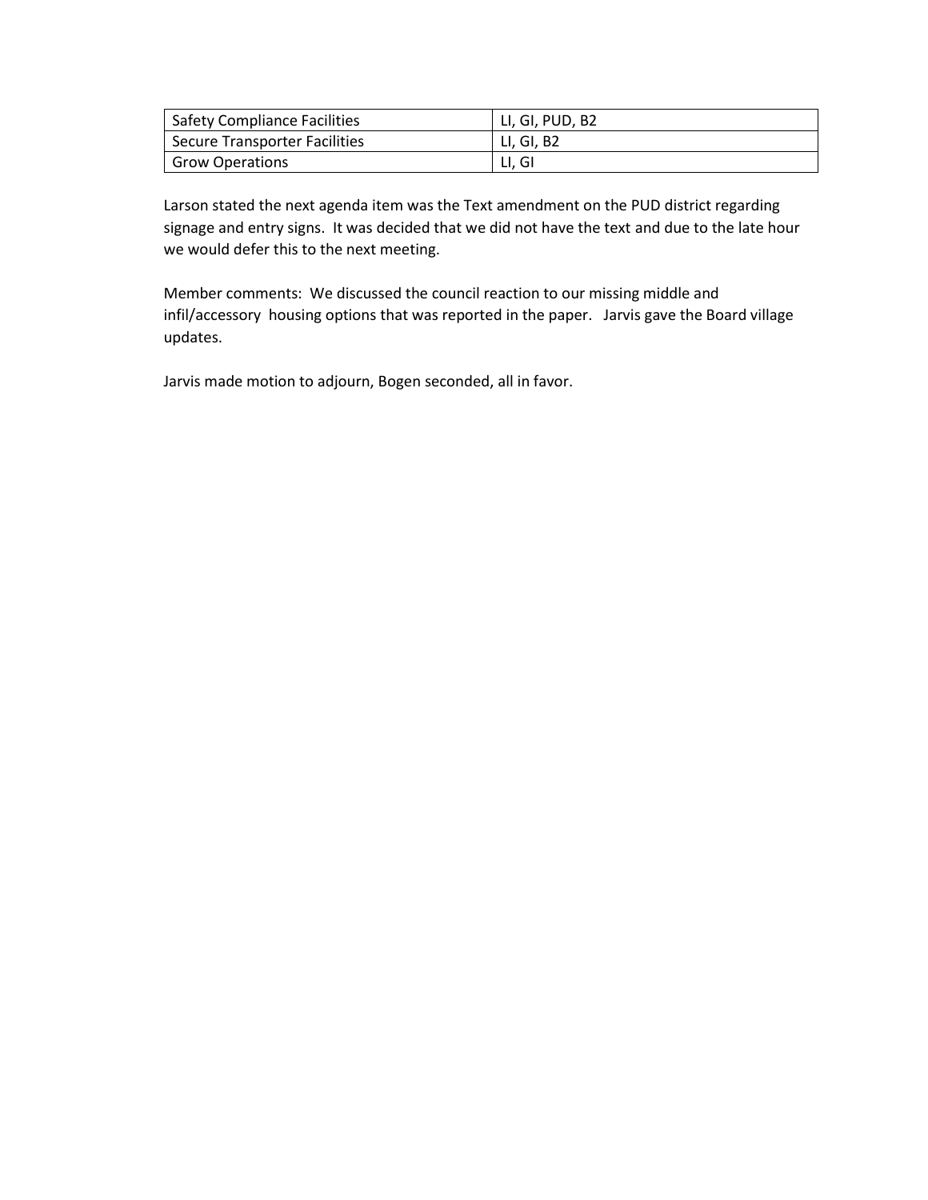| | |
|---|---|
| Safety Compliance Facilities | LI, GI, PUD, B2 |
| Secure Transporter Facilities | LI, GI, B2 |
| Grow Operations | LI, GI |

Larson stated the next agenda item was the Text amendment on the PUD district regarding signage and entry signs. It was decided that we did not have the text and due to the late hour we would defer this to the next meeting.

Member comments: We discussed the council reaction to our missing middle and infil/accessory housing options that was reported in the paper. Jarvis gave the Board village updates.

Jarvis made motion to adjourn, Bogen seconded, all in favor.